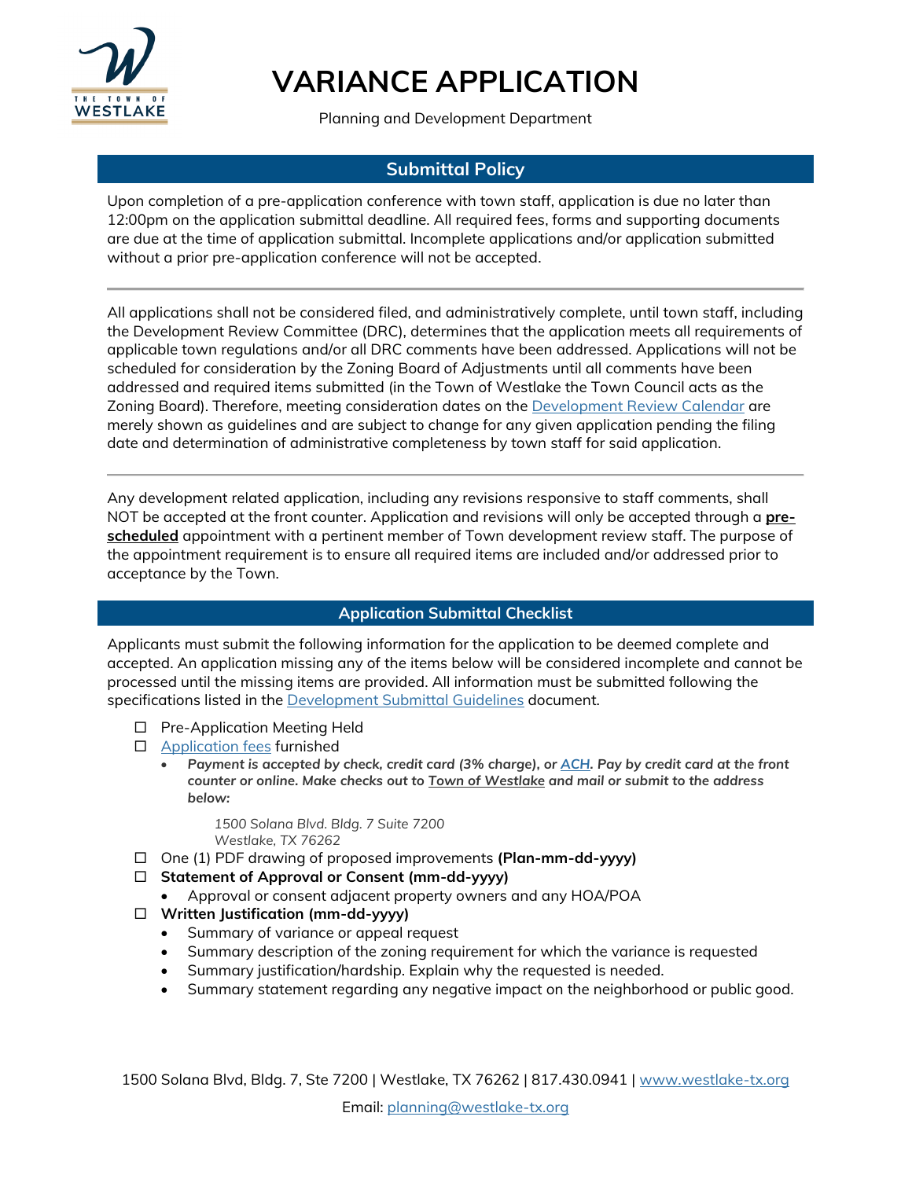# VARIANCE APPLICATION

Planning and Development Department

## Submittal Policy

Upon completion of a pre-application conference with town staff, application is due no later than 12:00pm on the application submittal deadline. All required fees, forms and supporting documents are due at the time of application submittal. Incomplete applications and/or application submitted without a prior pre-application conference will not be accepted.

---

All applications shall not be considered filed, and administratively complete, until town staff, including the Development Review Committee (DRC), determines that the application meets all requirements of applicable town regulations and/or all DRC comments have been addressed. Applications will not be scheduled for consideration by the Zoning Board of Adjustments until all comments have been addressed and required items submitted (in the Town of Westlake the Town Council acts as the Zoning Board). Therefore, meeting consideration dates on the Development Review Calendar are merely shown as guidelines and are subject to change for any given application pending the filing date and determination of administrative completeness by town staff for said application.

---

Any development related application, including any revisions responsive to staff comments, shall NOT be accepted at the front counter. Application and revisions will only be accepted through a **pre-scheduled** appointment with a pertinent member of Town development review staff. The purpose of the appointment requirement is to ensure all required items are included and/or addressed prior to acceptance by the Town.

## Application Submittal Checklist

Applicants must submit the following information for the application to be deemed complete and accepted. An application missing any of the items below will be considered incomplete and cannot be processed until the missing items are provided. All information must be submitted following the specifications listed in the Development Submittal Guidelines document.

- ☐ Pre-Application Meeting Held
- ☐ Application fees furnished
  - ***Payment is accepted by check, credit card (3% charge), or ACH. Pay by credit card at the front counter or online. Make checks out to Town of Westlake and mail or submit to the address below:***

    *1500 Solana Blvd. Bldg. 7 Suite 7200*
    *Westlake, TX 76262*
- ☐ One (1) PDF drawing of proposed improvements **(Plan-mm-dd-yyyy)**
- ☐ **Statement of Approval or Consent (mm-dd-yyyy)**
  - Approval or consent adjacent property owners and any HOA/POA
- ☐ **Written Justification (mm-dd-yyyy)**
  - Summary of variance or appeal request
  - Summary description of the zoning requirement for which the variance is requested
  - Summary justification/hardship. Explain why the requested is needed.
  - Summary statement regarding any negative impact on the neighborhood or public good.

1500 Solana Blvd, Bldg. 7, Ste 7200 | Westlake, TX 76262 | 817.430.0941 | www.westlake-tx.org

Email: planning@westlake-tx.org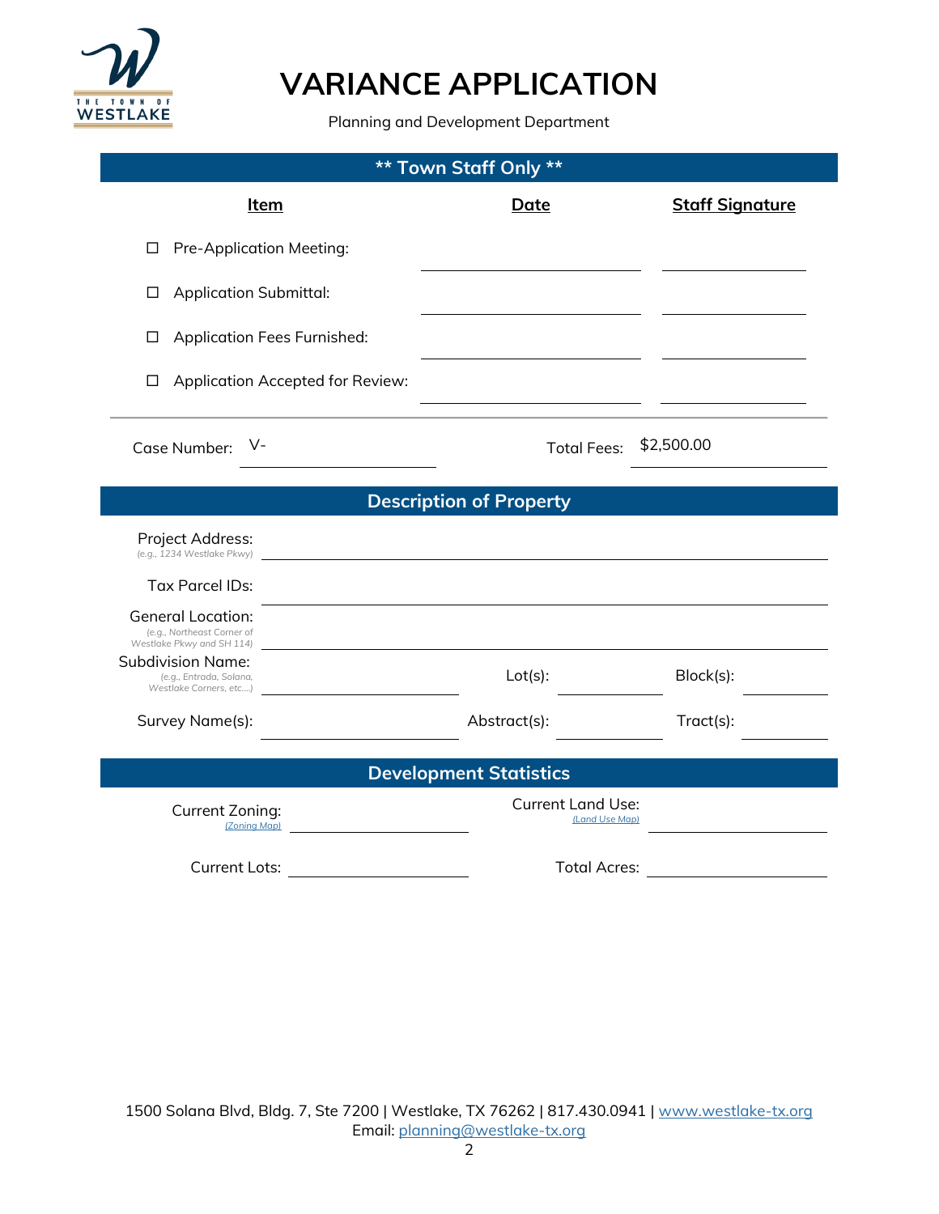# VARIANCE APPLICATION

Planning and Development Department

## ** Town Staff Only **

| Item | Date | Staff Signature |
|---|---|---|
| ☐ Pre-Application Meeting: | | |
| ☐ Application Submittal: | | |
| ☐ Application Fees Furnished: | | |
| ☐ Application Accepted for Review: | | |

Case Number: V-

Total Fees: $2,500.00

## Description of Property

Project Address: _(e.g., 1234 Westlake Pkwy)_

Tax Parcel IDs:

General Location: _(e.g., Northeast Corner of Westlake Pkwy and SH 114)_

Subdivision Name: _(e.g., Entrada, Solana, Westlake Corners, etc....)_

Lot(s):

Block(s):

Survey Name(s):

Abstract(s):

Tract(s):

## Development Statistics

Current Zoning: _(Zoning Map)_

Current Land Use: _(Land Use Map)_

Current Lots:

Total Acres:

1500 Solana Blvd, Bldg. 7, Ste 7200 | Westlake, TX 76262 | 817.430.0941 | www.westlake-tx.org
Email: planning@westlake-tx.org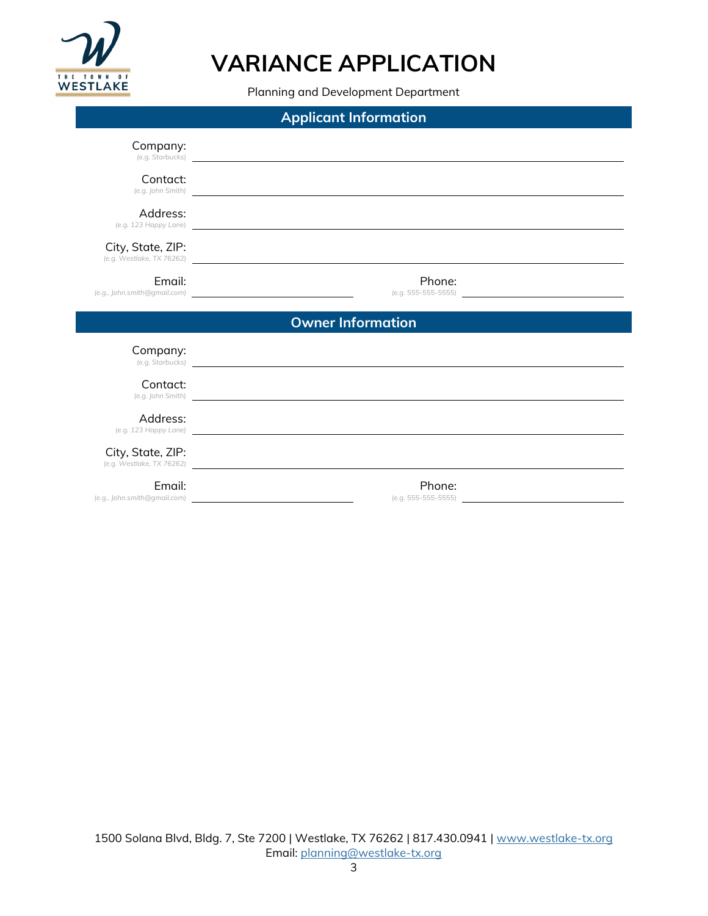# VARIANCE APPLICATION

Planning and Development Department

## Applicant Information

Company: ______________________________
*(e.g. Starbucks)*

Contact: ______________________________
*(e.g. John Smith)*

Address: ______________________________
*(e.g. 123 Happy Lane)*

City, State, ZIP: ______________________________
*(e.g. Westlake, TX 76262)*

Email: ______________________________
*(e.g., John.smith@gmail.com)*

Phone: ______________________________
*(e.g. 555-555-5555)*

## Owner Information

Company: ______________________________
*(e.g. Starbucks)*

Contact: ______________________________
*(e.g. John Smith)*

Address: ______________________________
*(e.g. 123 Happy Lane)*

City, State, ZIP: ______________________________
*(e.g. Westlake, TX 76262)*

Email: ______________________________
*(e.g., John.smith@gmail.com)*

Phone: ______________________________
*(e.g. 555-555-5555)*

1500 Solana Blvd, Bldg. 7, Ste 7200 | Westlake, TX 76262 | 817.430.0941 | www.westlake-tx.org
Email: planning@westlake-tx.org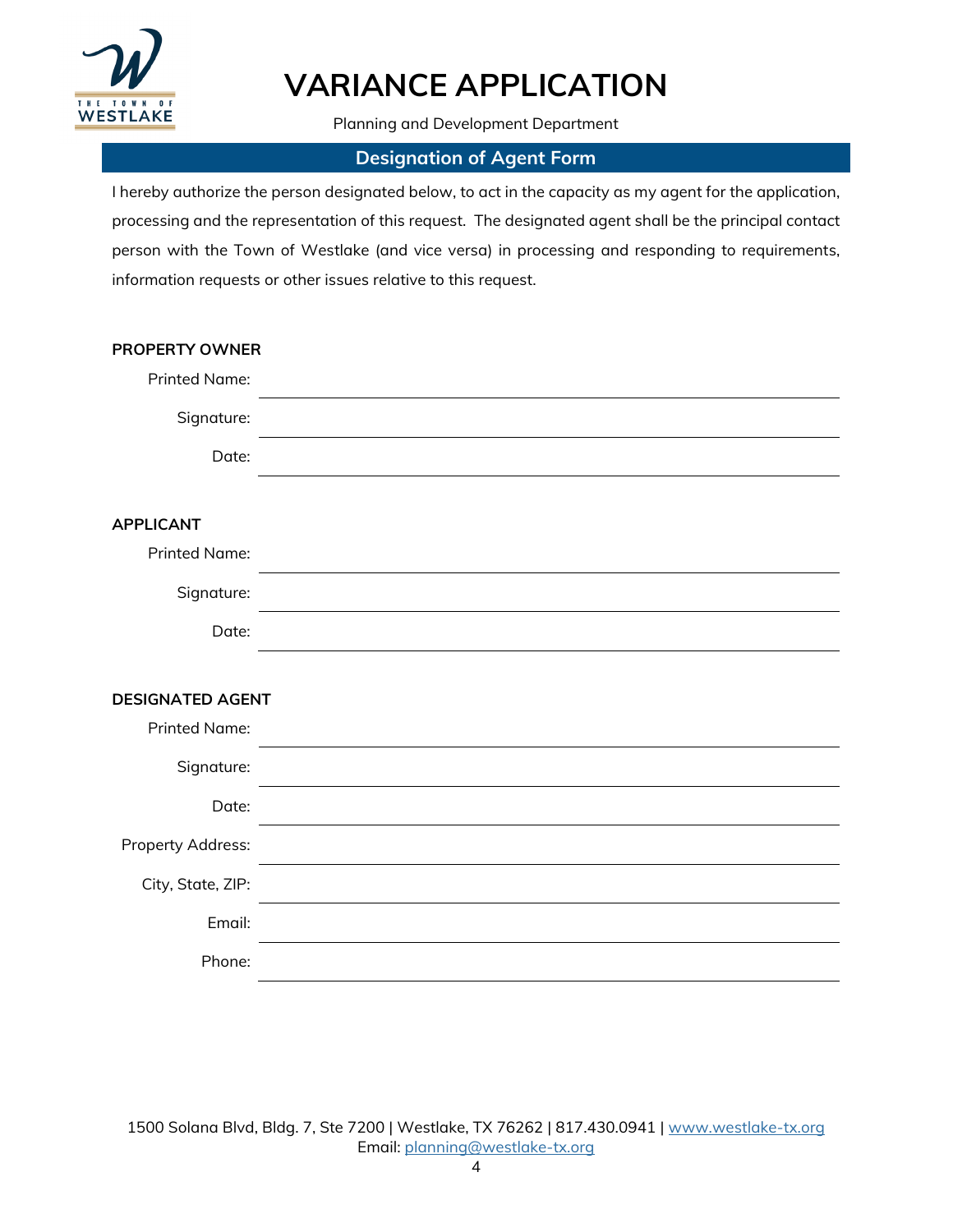# VARIANCE APPLICATION

Planning and Development Department

## Designation of Agent Form

I hereby authorize the person designated below, to act in the capacity as my agent for the application, processing and the representation of this request. The designated agent shall be the principal contact person with the Town of Westlake (and vice versa) in processing and responding to requirements, information requests or other issues relative to this request.

**PROPERTY OWNER**

Printed Name: \_\_\_\_\_\_\_\_\_\_\_\_\_\_\_\_\_\_\_\_\_\_\_\_\_\_\_\_\_\_

Signature: \_\_\_\_\_\_\_\_\_\_\_\_\_\_\_\_\_\_\_\_\_\_\_\_\_\_\_\_\_\_

Date: \_\_\_\_\_\_\_\_\_\_\_\_\_\_\_\_\_\_\_\_\_\_\_\_\_\_\_\_\_\_

**APPLICANT**

Printed Name: \_\_\_\_\_\_\_\_\_\_\_\_\_\_\_\_\_\_\_\_\_\_\_\_\_\_\_\_\_\_

Signature: \_\_\_\_\_\_\_\_\_\_\_\_\_\_\_\_\_\_\_\_\_\_\_\_\_\_\_\_\_\_

Date: \_\_\_\_\_\_\_\_\_\_\_\_\_\_\_\_\_\_\_\_\_\_\_\_\_\_\_\_\_\_

**DESIGNATED AGENT**

Printed Name: \_\_\_\_\_\_\_\_\_\_\_\_\_\_\_\_\_\_\_\_\_\_\_\_\_\_\_\_\_\_

Signature: \_\_\_\_\_\_\_\_\_\_\_\_\_\_\_\_\_\_\_\_\_\_\_\_\_\_\_\_\_\_

Date: \_\_\_\_\_\_\_\_\_\_\_\_\_\_\_\_\_\_\_\_\_\_\_\_\_\_\_\_\_\_

Property Address: \_\_\_\_\_\_\_\_\_\_\_\_\_\_\_\_\_\_\_\_\_\_\_\_\_\_\_\_\_\_

City, State, ZIP: \_\_\_\_\_\_\_\_\_\_\_\_\_\_\_\_\_\_\_\_\_\_\_\_\_\_\_\_\_\_

Email: \_\_\_\_\_\_\_\_\_\_\_\_\_\_\_\_\_\_\_\_\_\_\_\_\_\_\_\_\_\_

Phone: \_\_\_\_\_\_\_\_\_\_\_\_\_\_\_\_\_\_\_\_\_\_\_\_\_\_\_\_\_\_

1500 Solana Blvd, Bldg. 7, Ste 7200 | Westlake, TX 76262 | 817.430.0941 | www.westlake-tx.org
Email: planning@westlake-tx.org